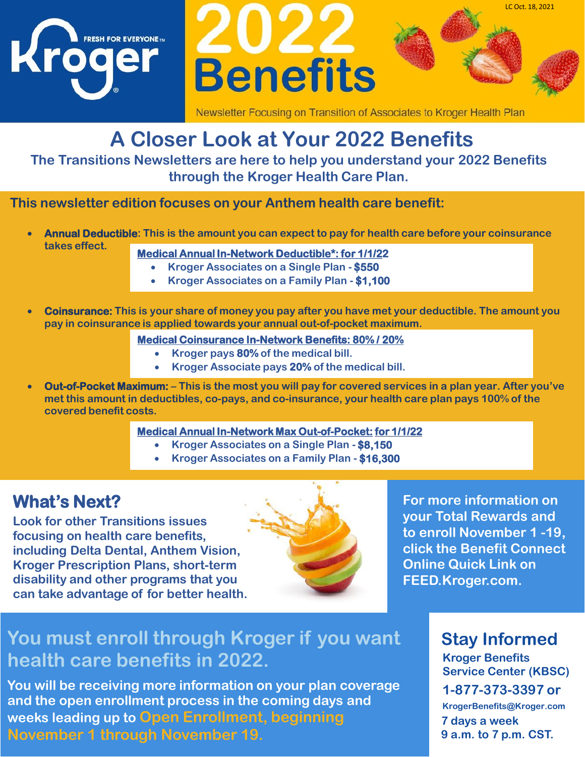Kroger FRESH FOR EVERYONE™

# 2022 Benefits

LC Oct. 18, 2021

Newsletter Focusing on Transition of Associates to Kroger Health Plan

## A Closer Look at Your 2022 Benefits

**The Transitions Newsletters are here to help you understand your 2022 Benefits through the Kroger Health Care Plan.**

### This newsletter edition focuses on your Anthem health care benefit:

- **Annual Deductible: This is the amount you can expect to pay for health care before your coinsurance takes effect.**

  **Medical Annual In-Network Deductible*: for 1/1/22**
  - **Kroger Associates on a Single Plan - $550**
  - **Kroger Associates on a Family Plan - $1,100**

- **Coinsurance: This is your share of money you pay after you have met your deductible. The amount you pay in coinsurance is applied towards your annual out-of-pocket maximum.**

  **Medical Coinsurance In-Network Benefits: 80% / 20%**
  - **Kroger pays 80% of the medical bill.**
  - **Kroger Associate pays 20% of the medical bill.**

- **Out-of-Pocket Maximum: – This is the most you will pay for covered services in a plan year. After you've met this amount in deductibles, co-pays, and co-insurance, your health care plan pays 100% of the covered benefit costs.**

  **Medical Annual In-Network Max Out-of-Pocket: for 1/1/22**
  - **Kroger Associates on a Single Plan - $8,150**
  - **Kroger Associates on a Family Plan - $16,300**

## What's Next?

**Look for other Transitions issues focusing on health care benefits, including Delta Dental, Anthem Vision, Kroger Prescription Plans, short-term disability and other programs that you can take advantage of for better health.**

**For more information on your Total Rewards and to enroll November 1 -19, click the Benefit Connect Online Quick Link on FEED.Kroger.com.**

## You must enroll through Kroger if you want health care benefits in 2022.

**You will be receiving more information on your plan coverage and the open enrollment process in the coming days and weeks leading up to Open Enrollment, beginning November 1 through November 19.**

## Stay Informed

**Kroger Benefits Service Center (KBSC)**
**1-877-373-3397 or**
**KrogerBenefits@Kroger.com**
**7 days a week**
**9 a.m. to 7 p.m. CST.**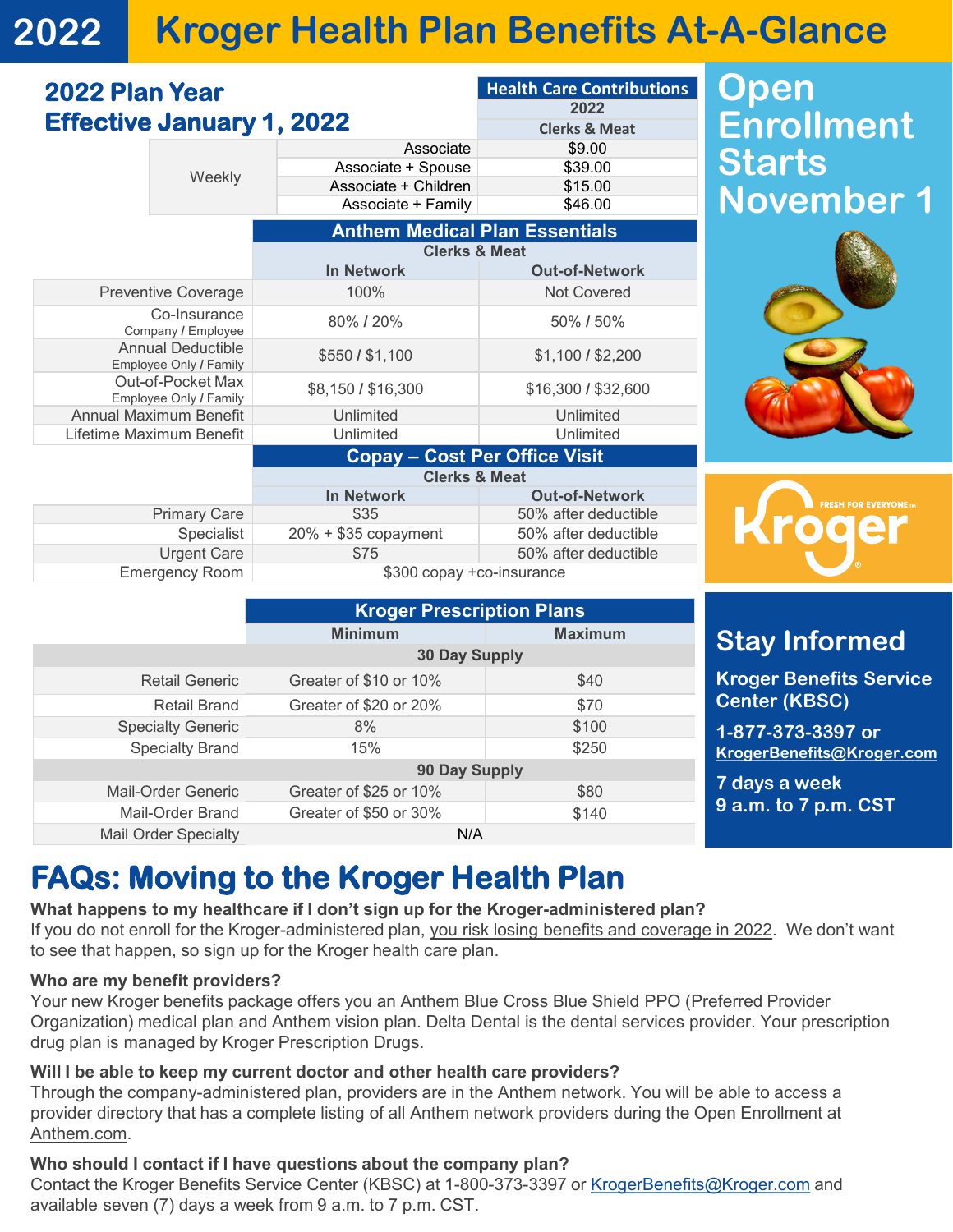# 2022 Kroger Health Plan Benefits At-A-Glance

## 2022 Plan Year
## Effective January 1, 2022

| | | Health Care Contributions 2022 Clerks & Meat |
|---|---|---|
| Weekly | Associate | $9.00 |
| | Associate + Spouse | $39.00 |
| | Associate + Children | $15.00 |
| | Associate + Family | $46.00 |

| | Anthem Medical Plan Essentials | |
|---|---|---|
| | Clerks & Meat | |
| | In Network | Out-of-Network |
| Preventive Coverage | 100% | Not Covered |
| Co-Insurance Company / Employee | 80% / 20% | 50% / 50% |
| Annual Deductible Employee Only / Family | $550 / $1,100 | $1,100 / $2,200 |
| Out-of-Pocket Max Employee Only / Family | $8,150 / $16,300 | $16,300 / $32,600 |
| Annual Maximum Benefit | Unlimited | Unlimited |
| Lifetime Maximum Benefit | Unlimited | Unlimited |

| | Copay – Cost Per Office Visit | |
|---|---|---|
| | Clerks & Meat | |
| | In Network | Out-of-Network |
| Primary Care | $35 | 50% after deductible |
| Specialist | 20% + $35 copayment | 50% after deductible |
| Urgent Care | $75 | 50% after deductible |
| Emergency Room | $300 copay +co-insurance | |

| | Kroger Prescription Plans | |
|---|---|---|
| | Minimum | Maximum |
| | 30 Day Supply | |
| Retail Generic | Greater of $10 or 10% | $40 |
| Retail Brand | Greater of $20 or 20% | $70 |
| Specialty Generic | 8% | $100 |
| Specialty Brand | 15% | $250 |
| | 90 Day Supply | |
| Mail-Order Generic | Greater of $25 or 10% | $80 |
| Mail-Order Brand | Greater of $50 or 30% | $140 |
| Mail Order Specialty | N/A | |

**Open Enrollment Starts November 1**

Kroger FRESH FOR EVERYONE™

## Stay Informed

**Kroger Benefits Service Center (KBSC)**

**1-877-373-3397 or KrogerBenefits@Kroger.com**

**7 days a week**
**9 a.m. to 7 p.m. CST**

# FAQs: Moving to the Kroger Health Plan

**What happens to my healthcare if I don't sign up for the Kroger-administered plan?**
If you do not enroll for the Kroger-administered plan, you risk losing benefits and coverage in 2022. We don't want to see that happen, so sign up for the Kroger health care plan.

**Who are my benefit providers?**
Your new Kroger benefits package offers you an Anthem Blue Cross Blue Shield PPO (Preferred Provider Organization) medical plan and Anthem vision plan. Delta Dental is the dental services provider. Your prescription drug plan is managed by Kroger Prescription Drugs.

**Will I be able to keep my current doctor and other health care providers?**
Through the company-administered plan, providers are in the Anthem network. You will be able to access a provider directory that has a complete listing of all Anthem network providers during the Open Enrollment at Anthem.com.

**Who should I contact if I have questions about the company plan?**
Contact the Kroger Benefits Service Center (KBSC) at 1-800-373-3397 or KrogerBenefits@Kroger.com and available seven (7) days a week from 9 a.m. to 7 p.m. CST.